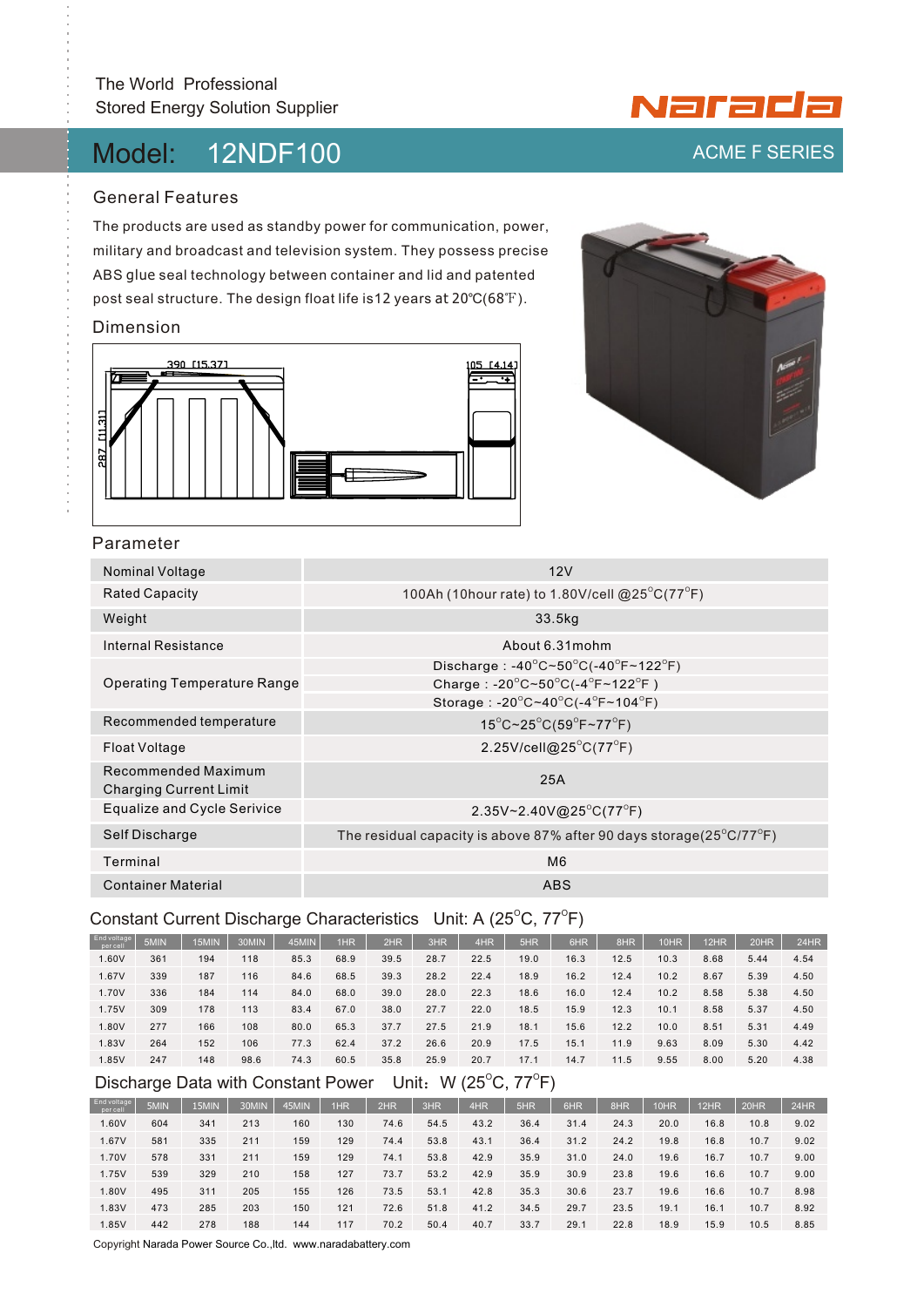The World Professional
Stored Energy Solution Supplier

Narada

# Model: 12NDF100

ACME F SERIES

## General Features

The products are used as standby power for communication, power, military and broadcast and television system. They possess precise ABS glue seal technology between container and lid and patented post seal structure. The design float life is12 years at 20℃(68℉).

## Dimension

390 [15.37]
105 [4.14]
287 [11.31]

## Parameter

| | |
|---|---|
| Nominal Voltage | 12V |
| Rated Capacity | 100Ah (10hour rate) to 1.80V/cell @25°C(77°F) |
| Weight | 33.5kg |
| Internal Resistance | About 6.31mohm |
| Operating Temperature Range | Discharge : -40°C~50°C(-40°F~122°F)<br>Charge : -20°C~50°C(-4°F~122°F )<br>Storage : -20°C~40°C(-4°F~104°F) |
| Recommended temperature | 15°C~25°C(59°F~77°F) |
| Float Voltage | 2.25V/cell@25°C(77°F) |
| Recommended Maximum Charging Current Limit | 25A |
| Equalize and Cycle Serivice | 2.35V~2.40V@25°C(77°F) |
| Self Discharge | The residual capacity is above 87% after 90 days storage(25°C/77°F) |
| Terminal | M6 |
| Container Material | ABS |

## Constant Current Discharge Characteristics Unit: A (25°C, 77°F)

| End voltage per cell | 5MIN | 15MIN | 30MIN | 45MIN | 1HR | 2HR | 3HR | 4HR | 5HR | 6HR | 8HR | 10HR | 12HR | 20HR | 24HR |
|---|---|---|---|---|---|---|---|---|---|---|---|---|---|---|---|
| 1.60V | 361 | 194 | 118 | 85.3 | 68.9 | 39.5 | 28.7 | 22.5 | 19.0 | 16.3 | 12.5 | 10.3 | 8.68 | 5.44 | 4.54 |
| 1.67V | 339 | 187 | 116 | 84.6 | 68.5 | 39.3 | 28.2 | 22.4 | 18.9 | 16.2 | 12.4 | 10.2 | 8.67 | 5.39 | 4.50 |
| 1.70V | 336 | 184 | 114 | 84.0 | 68.0 | 39.0 | 28.0 | 22.3 | 18.6 | 16.0 | 12.4 | 10.2 | 8.58 | 5.38 | 4.50 |
| 1.75V | 309 | 178 | 113 | 83.4 | 67.0 | 38.0 | 27.7 | 22.0 | 18.5 | 15.9 | 12.3 | 10.1 | 8.58 | 5.37 | 4.50 |
| 1.80V | 277 | 166 | 108 | 80.0 | 65.3 | 37.7 | 27.5 | 21.9 | 18.1 | 15.6 | 12.2 | 10.0 | 8.51 | 5.31 | 4.49 |
| 1.83V | 264 | 152 | 106 | 77.3 | 62.4 | 37.2 | 26.6 | 20.9 | 17.5 | 15.1 | 11.9 | 9.63 | 8.09 | 5.30 | 4.42 |
| 1.85V | 247 | 148 | 98.6 | 74.3 | 60.5 | 35.8 | 25.9 | 20.7 | 17.1 | 14.7 | 11.5 | 9.55 | 8.00 | 5.20 | 4.38 |

## Discharge Data with Constant Power Unit：W (25°C, 77°F)

| End voltage per cell | 5MIN | 15MIN | 30MIN | 45MIN | 1HR | 2HR | 3HR | 4HR | 5HR | 6HR | 8HR | 10HR | 12HR | 20HR | 24HR |
|---|---|---|---|---|---|---|---|---|---|---|---|---|---|---|---|
| 1.60V | 604 | 341 | 213 | 160 | 130 | 74.6 | 54.5 | 43.2 | 36.4 | 31.4 | 24.3 | 20.0 | 16.8 | 10.8 | 9.02 |
| 1.67V | 581 | 335 | 211 | 159 | 129 | 74.4 | 53.8 | 43.1 | 36.4 | 31.2 | 24.2 | 19.8 | 16.8 | 10.7 | 9.02 |
| 1.70V | 578 | 331 | 211 | 159 | 129 | 74.1 | 53.8 | 42.9 | 35.9 | 31.0 | 24.0 | 19.6 | 16.7 | 10.7 | 9.00 |
| 1.75V | 539 | 329 | 210 | 158 | 127 | 73.7 | 53.2 | 42.9 | 35.9 | 30.9 | 23.8 | 19.6 | 16.6 | 10.7 | 9.00 |
| 1.80V | 495 | 311 | 205 | 155 | 126 | 73.5 | 53.1 | 42.8 | 35.3 | 30.6 | 23.7 | 19.6 | 16.6 | 10.7 | 8.98 |
| 1.83V | 473 | 285 | 203 | 150 | 121 | 72.6 | 51.8 | 41.2 | 34.5 | 29.7 | 23.5 | 19.1 | 16.1 | 10.7 | 8.92 |
| 1.85V | 442 | 278 | 188 | 144 | 117 | 70.2 | 50.4 | 40.7 | 33.7 | 29.1 | 22.8 | 18.9 | 15.9 | 10.5 | 8.85 |

Copyright Narada Power Source Co.,ltd. www.naradabattery.com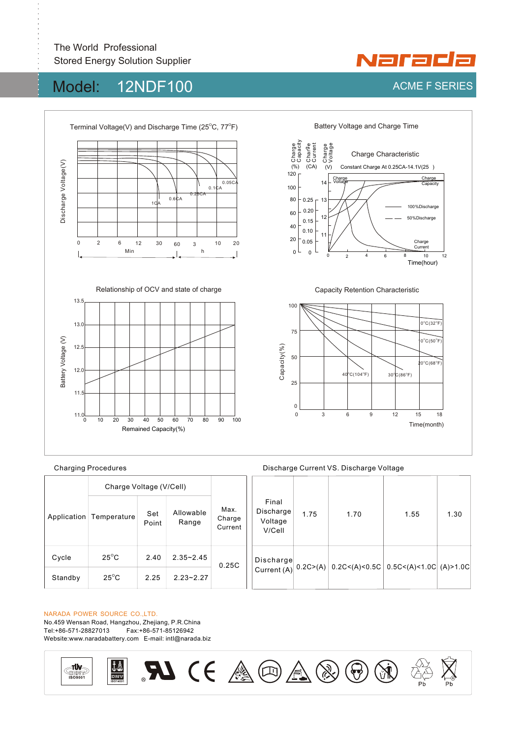The World Professional
Stored Energy Solution Supplier

Narada

# Model: 12NDF100

ACME F SERIES

Terminal Voltage(V) and Discharge Time (25°C, 77°F)

Discharge Voltage(V)

0.05CA
0.1CA
0.25CA
0.6CA
1CA

0 2 6 12 30 60 3 10 20

Min h

Battery Voltage and Charge Time

Charge Capacity (%)
Charge Current (CA)
Charge Voltage (V)

Charge Characteristic

Constant Charge At 0.25CA-14.1V(25 )

120 100 80 60 40 20 0

0.25 0.20 0.15 0.10 0.05 0

14 13 12 11

Charge Voltage
Charge Capacity
100%Discharge
50%Discharge
Charge Current

0 2 4 6 8 10 12

Time(hour)

Relationship of OCV and state of charge

Battery Voltage (V)

13.5 13.0 12.5 12.0 11.5 11.0

0 10 20 30 40 50 60 70 80 90 100

Remained Capacity(%)

Capacity Retention Characteristic

Capacity(%)

100 75 50 25 0

0°C(32°F)
10°C(50°F)
20°C(68°F)
40°C(104°F)
30°C(86°F)

0 3 6 9 12 15 18

Time(month)

Charging Procedures

| Application | Temperature | Charge Voltage (V/Cell) Set Point | Charge Voltage (V/Cell) Allowable Range | Max. Charge Current |
|---|---|---|---|---|
| Cycle | 25°C | 2.40 | 2.35~2.45 | 0.25C |
| Standby | 25°C | 2.25 | 2.23~2.27 | |

Discharge Current VS. Discharge Voltage

| Final Discharge Voltage V/Cell | 1.75 | 1.70 | 1.55 | 1.30 |
|---|---|---|---|---|
| Discharge Current (A) | 0.2C>(A) | 0.2C<(A)<0.5C | 0.5C<(A)<1.0C | (A)>1.0C |

NARADA POWER SOURCE CO.,LTD.
No.459 Wensan Road, Hangzhou, Zhejiang, P.R.China
Tel:+86-571-28827013 Fax:+86-571-85126942
Website:www.naradabattery.com E-mail: intl@narada.biz

ISO9001 ISO14001 Pb Pb